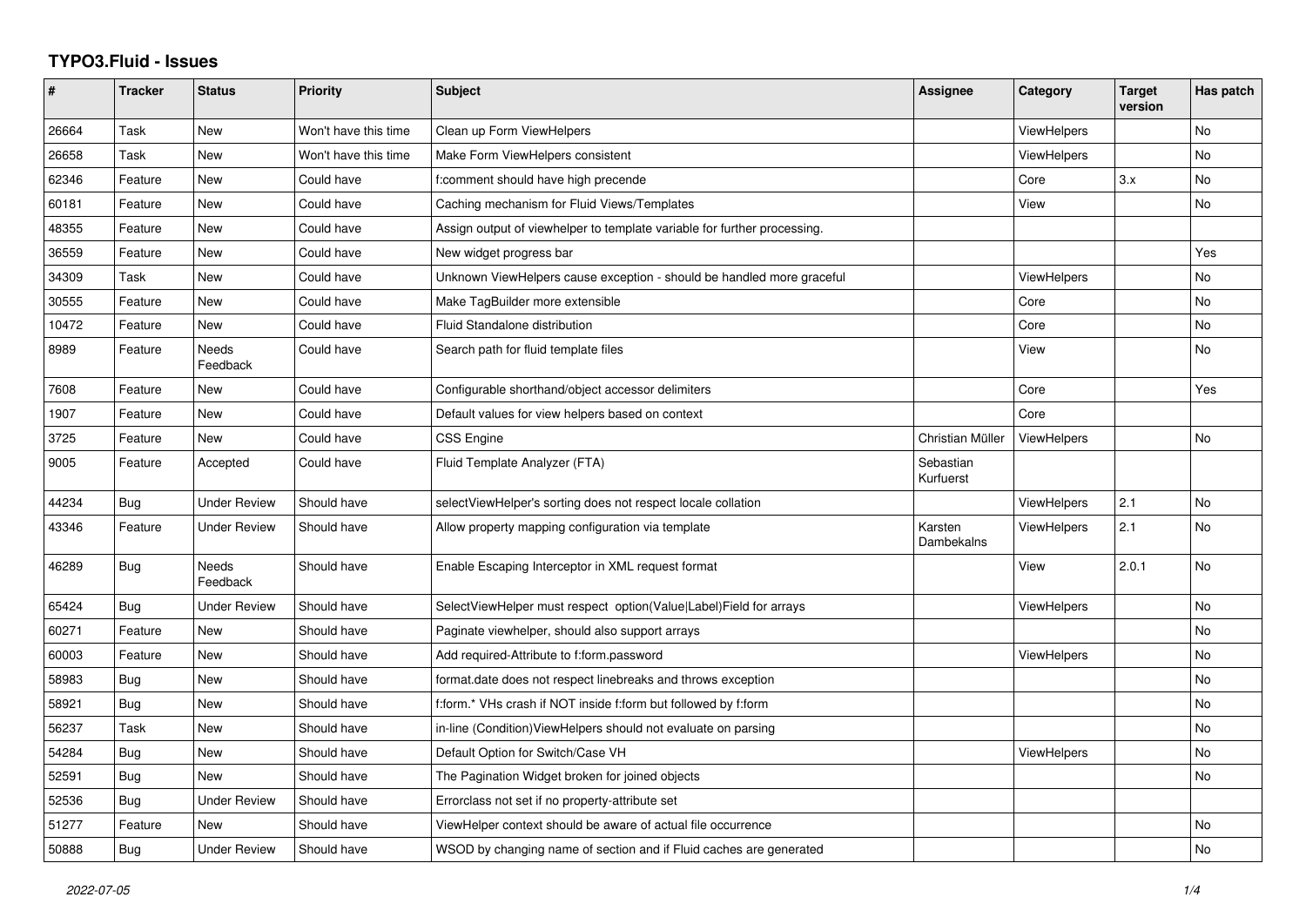# TYPO3.Fluid - Issues

| # | Tracker | Status | Priority | Subject | Assignee | Category | Target version | Has patch |
|---|---|---|---|---|---|---|---|---|
| 26664 | Task | New | Won't have this time | Clean up Form ViewHelpers | | ViewHelpers | | No |
| 26658 | Task | New | Won't have this time | Make Form ViewHelpers consistent | | ViewHelpers | | No |
| 62346 | Feature | New | Could have | f:comment should have high precende | | Core | 3.x | No |
| 60181 | Feature | New | Could have | Caching mechanism for Fluid Views/Templates | | View | | No |
| 48355 | Feature | New | Could have | Assign output of viewhelper to template variable for further processing. | | | | |
| 36559 | Feature | New | Could have | New widget progress bar | | | | Yes |
| 34309 | Task | New | Could have | Unknown ViewHelpers cause exception - should be handled more graceful | | ViewHelpers | | No |
| 30555 | Feature | New | Could have | Make TagBuilder more extensible | | Core | | No |
| 10472 | Feature | New | Could have | Fluid Standalone distribution | | Core | | No |
| 8989 | Feature | Needs Feedback | Could have | Search path for fluid template files | | View | | No |
| 7608 | Feature | New | Could have | Configurable shorthand/object accessor delimiters | | Core | | Yes |
| 1907 | Feature | New | Could have | Default values for view helpers based on context | | Core | | |
| 3725 | Feature | New | Could have | CSS Engine | Christian Müller | ViewHelpers | | No |
| 9005 | Feature | Accepted | Could have | Fluid Template Analyzer (FTA) | Sebastian Kurfuerst | | | |
| 44234 | Bug | Under Review | Should have | selectViewHelper's sorting does not respect locale collation | | ViewHelpers | 2.1 | No |
| 43346 | Feature | Under Review | Should have | Allow property mapping configuration via template | Karsten Dambekalns | ViewHelpers | 2.1 | No |
| 46289 | Bug | Needs Feedback | Should have | Enable Escaping Interceptor in XML request format | | View | 2.0.1 | No |
| 65424 | Bug | Under Review | Should have | SelectViewHelper must respect option(Value\|Label)Field for arrays | | ViewHelpers | | No |
| 60271 | Feature | New | Should have | Paginate viewhelper, should also support arrays | | | | No |
| 60003 | Feature | New | Should have | Add required-Attribute to f:form.password | | ViewHelpers | | No |
| 58983 | Bug | New | Should have | format.date does not respect linebreaks and throws exception | | | | No |
| 58921 | Bug | New | Should have | f:form.* VHs crash if NOT inside f:form but followed by f:form | | | | No |
| 56237 | Task | New | Should have | in-line (Condition)ViewHelpers should not evaluate on parsing | | | | No |
| 54284 | Bug | New | Should have | Default Option for Switch/Case VH | | ViewHelpers | | No |
| 52591 | Bug | New | Should have | The Pagination Widget broken for joined objects | | | | No |
| 52536 | Bug | Under Review | Should have | Errorclass not set if no property-attribute set | | | | |
| 51277 | Feature | New | Should have | ViewHelper context should be aware of actual file occurrence | | | | No |
| 50888 | Bug | Under Review | Should have | WSOD by changing name of section and if Fluid caches are generated | | | | No |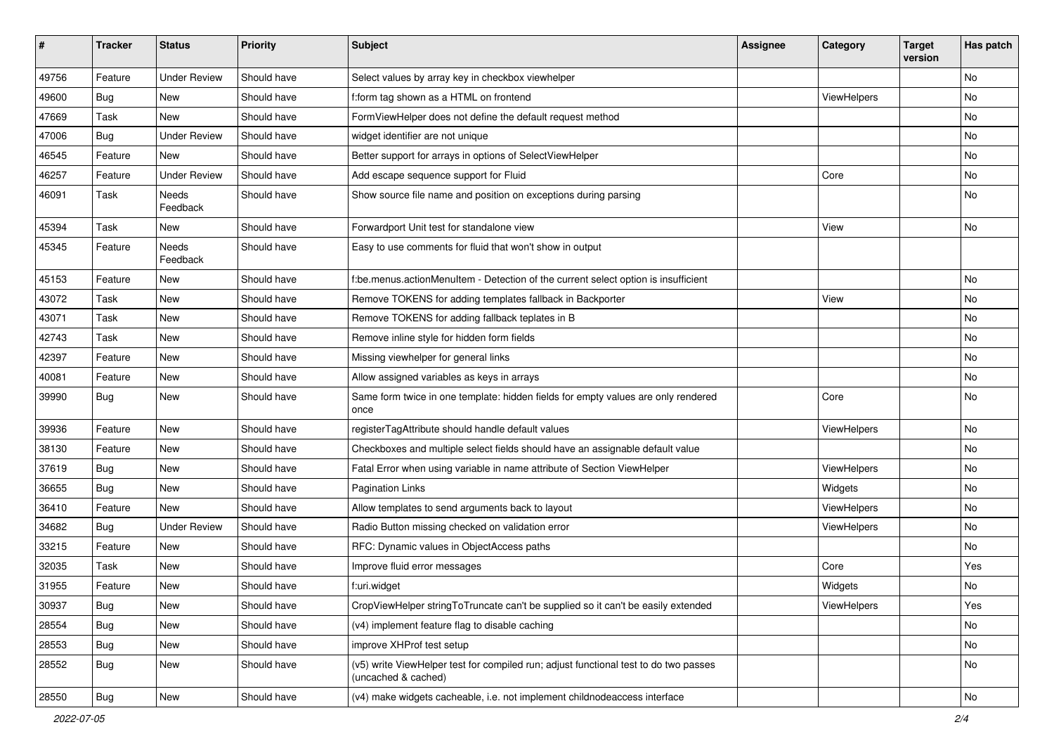| # | Tracker | Status | Priority | Subject | Assignee | Category | Target version | Has patch |
|---|---|---|---|---|---|---|---|---|
| 49756 | Feature | Under Review | Should have | Select values by array key in checkbox viewhelper | | | | No |
| 49600 | Bug | New | Should have | f:form tag shown as a HTML on frontend | | ViewHelpers | | No |
| 47669 | Task | New | Should have | FormViewHelper does not define the default request method | | | | No |
| 47006 | Bug | Under Review | Should have | widget identifier are not unique | | | | No |
| 46545 | Feature | New | Should have | Better support for arrays in options of SelectViewHelper | | | | No |
| 46257 | Feature | Under Review | Should have | Add escape sequence support for Fluid | | Core | | No |
| 46091 | Task | Needs Feedback | Should have | Show source file name and position on exceptions during parsing | | | | No |
| 45394 | Task | New | Should have | Forwardport Unit test for standalone view | | View | | No |
| 45345 | Feature | Needs Feedback | Should have | Easy to use comments for fluid that won't show in output | | | | |
| 45153 | Feature | New | Should have | f:be.menus.actionMenuItem - Detection of the current select option is insufficient | | | | No |
| 43072 | Task | New | Should have | Remove TOKENS for adding templates fallback in Backporter | | View | | No |
| 43071 | Task | New | Should have | Remove TOKENS for adding fallback teplates in B | | | | No |
| 42743 | Task | New | Should have | Remove inline style for hidden form fields | | | | No |
| 42397 | Feature | New | Should have | Missing viewhelper for general links | | | | No |
| 40081 | Feature | New | Should have | Allow assigned variables as keys in arrays | | | | No |
| 39990 | Bug | New | Should have | Same form twice in one template: hidden fields for empty values are only rendered once | | Core | | No |
| 39936 | Feature | New | Should have | registerTagAttribute should handle default values | | ViewHelpers | | No |
| 38130 | Feature | New | Should have | Checkboxes and multiple select fields should have an assignable default value | | | | No |
| 37619 | Bug | New | Should have | Fatal Error when using variable in name attribute of Section ViewHelper | | ViewHelpers | | No |
| 36655 | Bug | New | Should have | Pagination Links | | Widgets | | No |
| 36410 | Feature | New | Should have | Allow templates to send arguments back to layout | | ViewHelpers | | No |
| 34682 | Bug | Under Review | Should have | Radio Button missing checked on validation error | | ViewHelpers | | No |
| 33215 | Feature | New | Should have | RFC: Dynamic values in ObjectAccess paths | | | | No |
| 32035 | Task | New | Should have | Improve fluid error messages | | Core | | Yes |
| 31955 | Feature | New | Should have | f:uri.widget | | Widgets | | No |
| 30937 | Bug | New | Should have | CropViewHelper stringToTruncate can't be supplied so it can't be easily extended | | ViewHelpers | | Yes |
| 28554 | Bug | New | Should have | (v4) implement feature flag to disable caching | | | | No |
| 28553 | Bug | New | Should have | improve XHProf test setup | | | | No |
| 28552 | Bug | New | Should have | (v5) write ViewHelper test for compiled run; adjust functional test to do two passes (uncached & cached) | | | | No |
| 28550 | Bug | New | Should have | (v4) make widgets cacheable, i.e. not implement childnodeaccess interface | | | | No |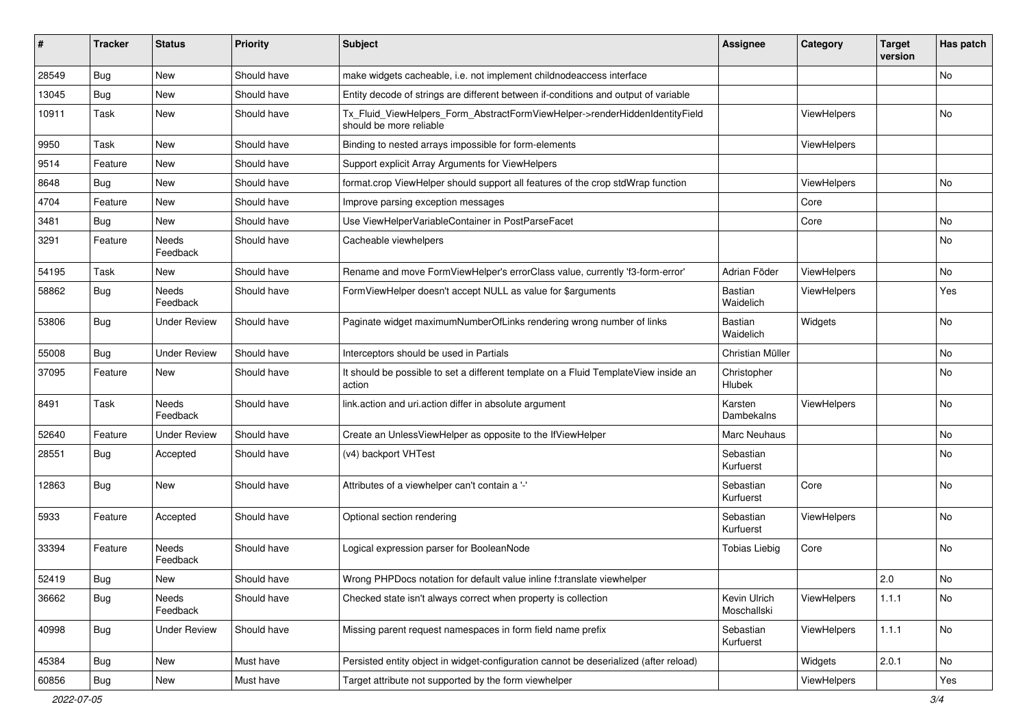| # | Tracker | Status | Priority | Subject | Assignee | Category | Target version | Has patch |
|---|---|---|---|---|---|---|---|---|
| 28549 | Bug | New | Should have | make widgets cacheable, i.e. not implement childnodeaccess interface | | | | No |
| 13045 | Bug | New | Should have | Entity decode of strings are different between if-conditions and output of variable | | | | |
| 10911 | Task | New | Should have | Tx_Fluid_ViewHelpers_Form_AbstractFormViewHelper->renderHiddenIdentityField should be more reliable | | ViewHelpers | | No |
| 9950 | Task | New | Should have | Binding to nested arrays impossible for form-elements | | ViewHelpers | | |
| 9514 | Feature | New | Should have | Support explicit Array Arguments for ViewHelpers | | | | |
| 8648 | Bug | New | Should have | format.crop ViewHelper should support all features of the crop stdWrap function | | ViewHelpers | | No |
| 4704 | Feature | New | Should have | Improve parsing exception messages | | Core | | |
| 3481 | Bug | New | Should have | Use ViewHelperVariableContainer in PostParseFacet | | Core | | No |
| 3291 | Feature | Needs Feedback | Should have | Cacheable viewhelpers | | | | No |
| 54195 | Task | New | Should have | Rename and move FormViewHelper's errorClass value, currently 'f3-form-error' | Adrian Föder | ViewHelpers | | No |
| 58862 | Bug | Needs Feedback | Should have | FormViewHelper doesn't accept NULL as value for $arguments | Bastian Waidelich | ViewHelpers | | Yes |
| 53806 | Bug | Under Review | Should have | Paginate widget maximumNumberOfLinks rendering wrong number of links | Bastian Waidelich | Widgets | | No |
| 55008 | Bug | Under Review | Should have | Interceptors should be used in Partials | Christian Müller | | | No |
| 37095 | Feature | New | Should have | It should be possible to set a different template on a Fluid TemplateView inside an action | Christopher Hlubek | | | No |
| 8491 | Task | Needs Feedback | Should have | link.action and uri.action differ in absolute argument | Karsten Dambekalns | ViewHelpers | | No |
| 52640 | Feature | Under Review | Should have | Create an UnlessViewHelper as opposite to the IfViewHelper | Marc Neuhaus | | | No |
| 28551 | Bug | Accepted | Should have | (v4) backport VHTest | Sebastian Kurfuerst | | | No |
| 12863 | Bug | New | Should have | Attributes of a viewhelper can't contain a '-' | Sebastian Kurfuerst | Core | | No |
| 5933 | Feature | Accepted | Should have | Optional section rendering | Sebastian Kurfuerst | ViewHelpers | | No |
| 33394 | Feature | Needs Feedback | Should have | Logical expression parser for BooleanNode | Tobias Liebig | Core | | No |
| 52419 | Bug | New | Should have | Wrong PHPDocs notation for default value inline f:translate viewhelper | | | 2.0 | No |
| 36662 | Bug | Needs Feedback | Should have | Checked state isn't always correct when property is collection | Kevin Ulrich Moschallski | ViewHelpers | 1.1.1 | No |
| 40998 | Bug | Under Review | Should have | Missing parent request namespaces in form field name prefix | Sebastian Kurfuerst | ViewHelpers | 1.1.1 | No |
| 45384 | Bug | New | Must have | Persisted entity object in widget-configuration cannot be deserialized (after reload) | | Widgets | 2.0.1 | No |
| 60856 | Bug | New | Must have | Target attribute not supported by the form viewhelper | | ViewHelpers | | Yes |

*2022-07-05*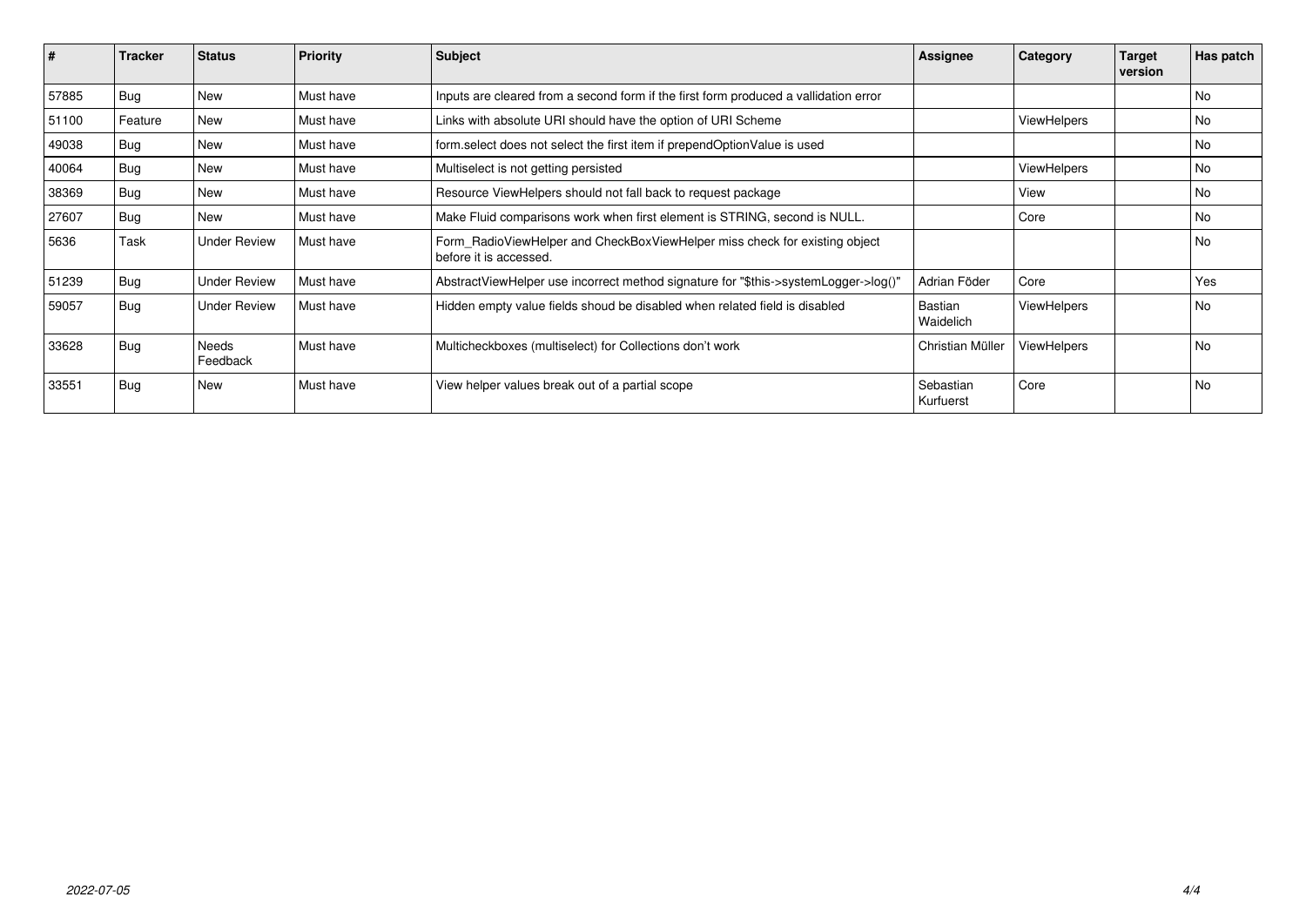| # | Tracker | Status | Priority | Subject | Assignee | Category | Target version | Has patch |
|---|---|---|---|---|---|---|---|---|
| 57885 | Bug | New | Must have | Inputs are cleared from a second form if the first form produced a vallidation error | | | | No |
| 51100 | Feature | New | Must have | Links with absolute URI should have the option of URI Scheme | | ViewHelpers | | No |
| 49038 | Bug | New | Must have | form.select does not select the first item if prependOptionValue is used | | | | No |
| 40064 | Bug | New | Must have | Multiselect is not getting persisted | | ViewHelpers | | No |
| 38369 | Bug | New | Must have | Resource ViewHelpers should not fall back to request package | | View | | No |
| 27607 | Bug | New | Must have | Make Fluid comparisons work when first element is STRING, second is NULL. | | Core | | No |
| 5636 | Task | Under Review | Must have | Form_RadioViewHelper and CheckBoxViewHelper miss check for existing object before it is accessed. | | | | No |
| 51239 | Bug | Under Review | Must have | AbstractViewHelper use incorrect method signature for "$this->systemLogger->log()" | Adrian Föder | Core | | Yes |
| 59057 | Bug | Under Review | Must have | Hidden empty value fields shoud be disabled when related field is disabled | Bastian Waidelich | ViewHelpers | | No |
| 33628 | Bug | Needs Feedback | Must have | Multicheckboxes (multiselect) for Collections don't work | Christian Müller | ViewHelpers | | No |
| 33551 | Bug | New | Must have | View helper values break out of a partial scope | Sebastian Kurfuerst | Core | | No |

*2022-07-05*